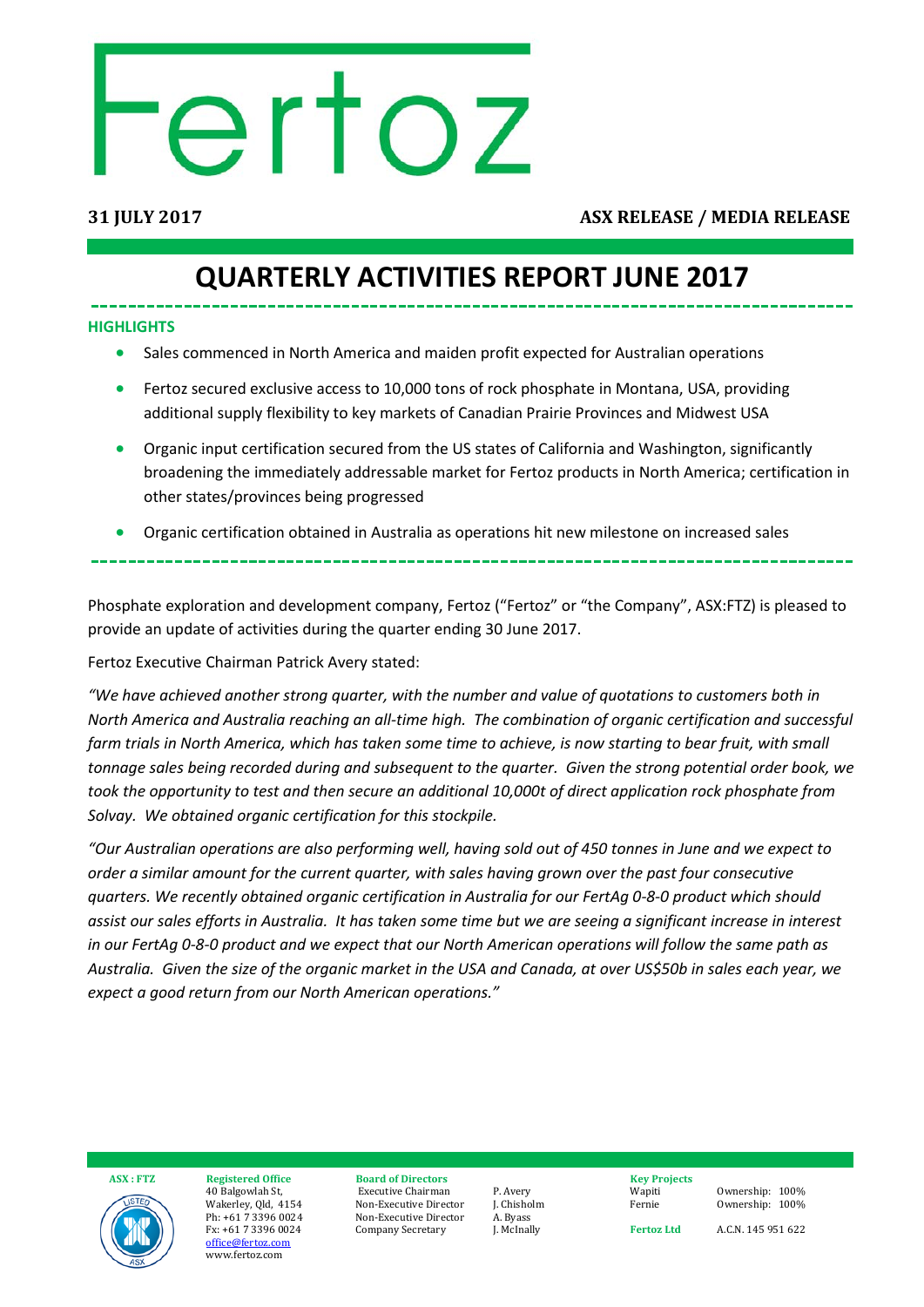# Fertoz

**31 JULY 2017** **ASX RELEASE / MEDIA RELEASE**

# QUARTERLY ACTIVITIES REPORT JUNE 2017

## HIGHLIGHTS

- Sales commenced in North America and maiden profit expected for Australian operations
- Fertoz secured exclusive access to 10,000 tons of rock phosphate in Montana, USA, providing additional supply flexibility to key markets of Canadian Prairie Provinces and Midwest USA
- Organic input certification secured from the US states of California and Washington, significantly broadening the immediately addressable market for Fertoz products in North America; certification in other states/provinces being progressed
- Organic certification obtained in Australia as operations hit new milestone on increased sales

Phosphate exploration and development company, Fertoz ("Fertoz" or "the Company", ASX:FTZ) is pleased to provide an update of activities during the quarter ending 30 June 2017.

Fertoz Executive Chairman Patrick Avery stated:

*"We have achieved another strong quarter, with the number and value of quotations to customers both in North America and Australia reaching an all-time high. The combination of organic certification and successful farm trials in North America, which has taken some time to achieve, is now starting to bear fruit, with small tonnage sales being recorded during and subsequent to the quarter. Given the strong potential order book, we took the opportunity to test and then secure an additional 10,000t of direct application rock phosphate from Solvay. We obtained organic certification for this stockpile.*

*"Our Australian operations are also performing well, having sold out of 450 tonnes in June and we expect to order a similar amount for the current quarter, with sales having grown over the past four consecutive quarters. We recently obtained organic certification in Australia for our FertAg 0-8-0 product which should assist our sales efforts in Australia. It has taken some time but we are seeing a significant increase in interest in our FertAg 0-8-0 product and we expect that our North American operations will follow the same path as Australia. Given the size of the organic market in the USA and Canada, at over US$50b in sales each year, we expect a good return from our North American operations."*

**ASX : FTZ**

**Registered Office**
40 Balgowlah St,
Wakerley, Qld, 4154
Ph: +61 7 3396 0024
Fx: +61 7 3396 0024
office@fertoz.com
www.fertoz.com

**Board of Directors**

| | |
|---|---|
| Executive Chairman | P. Avery |
| Non-Executive Director | J. Chisholm |
| Non-Executive Director | A. Byass |
| Company Secretary | J. McInally |

**Key Projects**

| | |
|---|---|
| Wapiti | Ownership: 100% |
| Fernie | Ownership: 100% |
| **Fertoz Ltd** | A.C.N. 145 951 622 |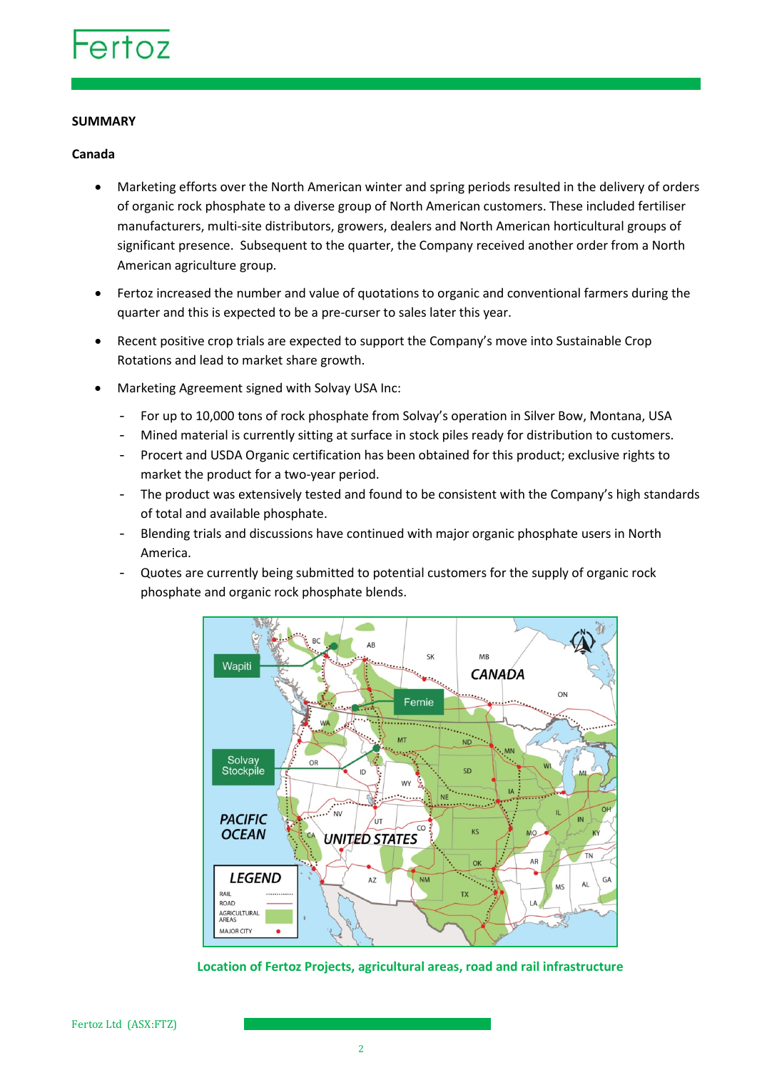## SUMMARY

### Canada

- Marketing efforts over the North American winter and spring periods resulted in the delivery of orders of organic rock phosphate to a diverse group of North American customers. These included fertiliser manufacturers, multi-site distributors, growers, dealers and North American horticultural groups of significant presence. Subsequent to the quarter, the Company received another order from a North American agriculture group.
- Fertoz increased the number and value of quotations to organic and conventional farmers during the quarter and this is expected to be a pre-curser to sales later this year.
- Recent positive crop trials are expected to support the Company's move into Sustainable Crop Rotations and lead to market share growth.
- Marketing Agreement signed with Solvay USA Inc:
  - For up to 10,000 tons of rock phosphate from Solvay's operation in Silver Bow, Montana, USA
  - Mined material is currently sitting at surface in stock piles ready for distribution to customers.
  - Procert and USDA Organic certification has been obtained for this product; exclusive rights to market the product for a two-year period.
  - The product was extensively tested and found to be consistent with the Company's high standards of total and available phosphate.
  - Blending trials and discussions have continued with major organic phosphate users in North America.
  - Quotes are currently being submitted to potential customers for the supply of organic rock phosphate and organic rock phosphate blends.

**Location of Fertoz Projects, agricultural areas, road and rail infrastructure**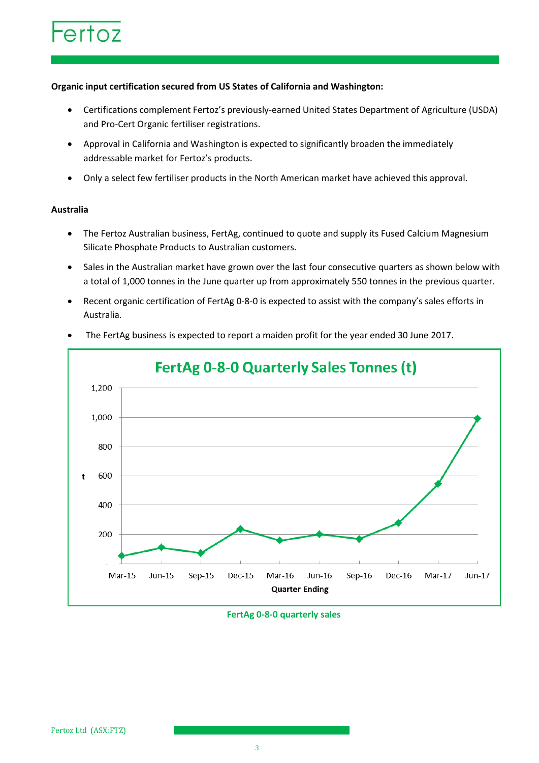**Organic input certification secured from US States of California and Washington:**

- Certifications complement Fertoz's previously-earned United States Department of Agriculture (USDA) and Pro-Cert Organic fertiliser registrations.
- Approval in California and Washington is expected to significantly broaden the immediately addressable market for Fertoz's products.
- Only a select few fertiliser products in the North American market have achieved this approval.

**Australia**

- The Fertoz Australian business, FertAg, continued to quote and supply its Fused Calcium Magnesium Silicate Phosphate Products to Australian customers.
- Sales in the Australian market have grown over the last four consecutive quarters as shown below with a total of 1,000 tonnes in the June quarter up from approximately 550 tonnes in the previous quarter.
- Recent organic certification of FertAg 0-8-0 is expected to assist with the company's sales efforts in Australia.
- The FertAg business is expected to report a maiden profit for the year ended 30 June 2017.

FertAg 0-8-0 quarterly sales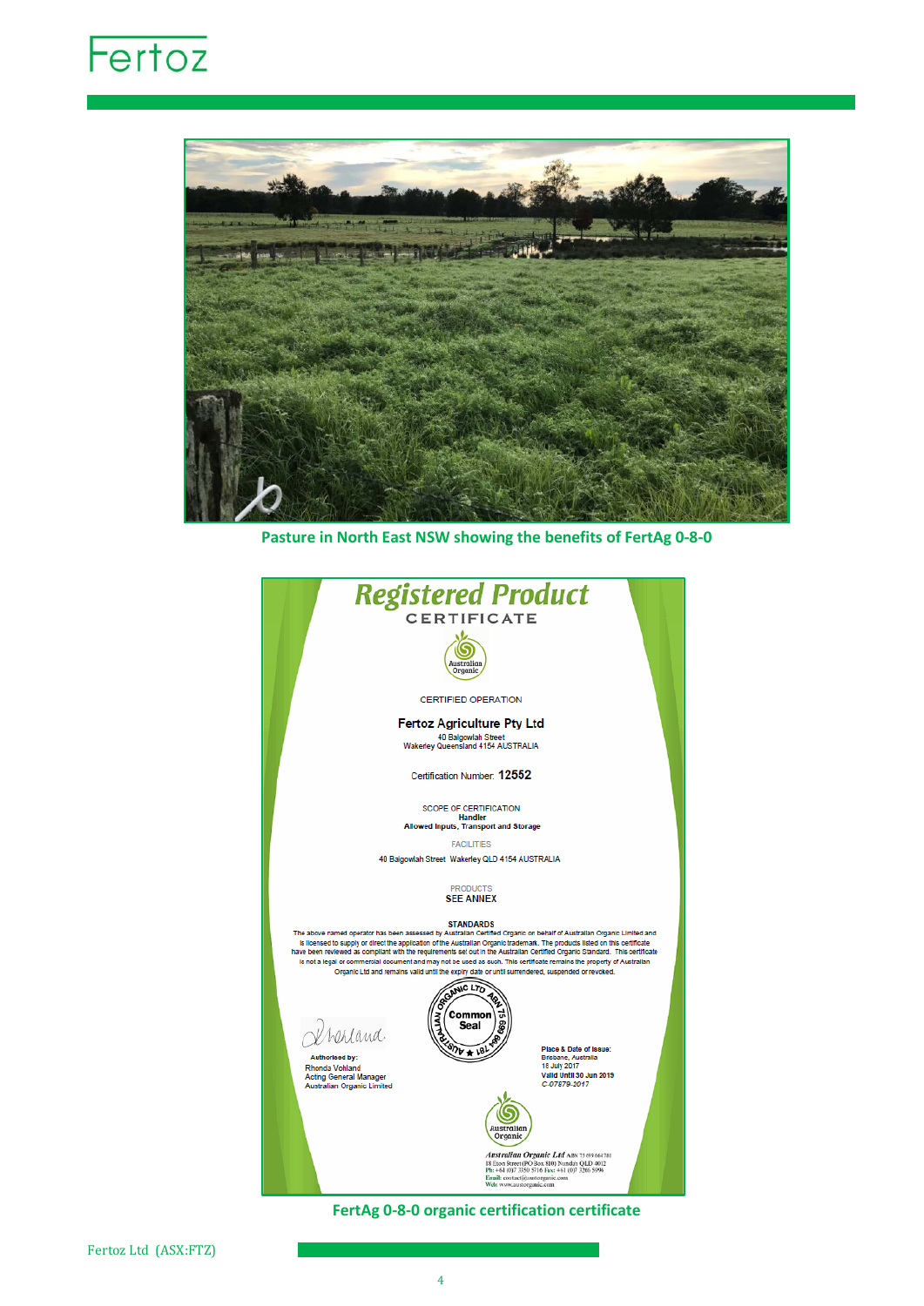Pasture in North East NSW showing the benefits of FertAg 0-8-0

# Registered Product

CERTIFICATE

CERTIFIED OPERATION

**Fertoz Agriculture Pty Ltd**

40 Balgowlah Street
Wakerley Queensland 4154 AUSTRALIA

Certification Number: **12552**

SCOPE OF CERTIFICATION
**Handler**
**Allowed Inputs, Transport and Storage**

FACILITIES

40 Balgowlah Street Wakerley QLD 4154 AUSTRALIA

PRODUCTS
SEE ANNEX

**STANDARDS**

The above named operator has been assessed by Australian Certified Organic on behalf of Australian Organic Limited and is licensed to supply or direct the application of the Australian Organic trademark. The products listed on this certificate have been reviewed as compliant with the requirements set out in the Australian Certified Organic Standard. This certificate is not a legal or commercial document and may not be used as such. This certificate remains the property of Australian Organic Ltd and remains valid until the expiry date or until surrendered, suspended or revoked.

Common Seal — Australian Organic Ltd ABN 75 659 664 781

**Authorised by:**
Rhonda Vohland
Acting General Manager
Australian Organic Limited

**Place & Date of Issue:**
Brisbane, Australia
18 July 2017
**Valid Until 30 Jun 2019**
C:07879-2017

Australian Organic Ltd ABN 75 659 664 781
18 Eton Street (PO Box 810) Nundah QLD 4012
Ph: +61 (0)7 3350 5716 Fax: +61 (0)7 3266 5996
Email: contact@austorganic.com
Web: www.austorganic.com

FertAg 0-8-0 organic certification certificate

Fertoz Ltd (ASX:FTZ)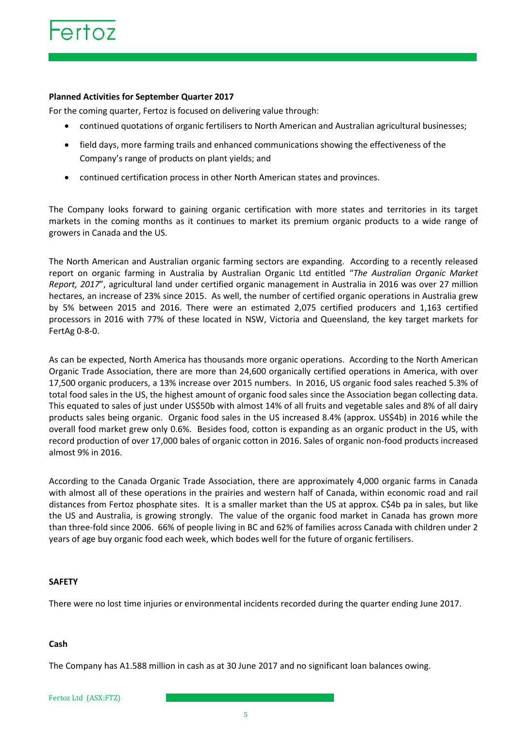**Planned Activities for September Quarter 2017**

For the coming quarter, Fertoz is focused on delivering value through:

- continued quotations of organic fertilisers to North American and Australian agricultural businesses;
- field days, more farming trails and enhanced communications showing the effectiveness of the Company's range of products on plant yields; and
- continued certification process in other North American states and provinces.

The Company looks forward to gaining organic certification with more states and territories in its target markets in the coming months as it continues to market its premium organic products to a wide range of growers in Canada and the US.

The North American and Australian organic farming sectors are expanding. According to a recently released report on organic farming in Australia by Australian Organic Ltd entitled "*The Australian Organic Market Report, 2017*", agricultural land under certified organic management in Australia in 2016 was over 27 million hectares, an increase of 23% since 2015. As well, the number of certified organic operations in Australia grew by 5% between 2015 and 2016. There were an estimated 2,075 certified producers and 1,163 certified processors in 2016 with 77% of these located in NSW, Victoria and Queensland, the key target markets for FertAg 0-8-0.

As can be expected, North America has thousands more organic operations. According to the North American Organic Trade Association, there are more than 24,600 organically certified operations in America, with over 17,500 organic producers, a 13% increase over 2015 numbers. In 2016, US organic food sales reached 5.3% of total food sales in the US, the highest amount of organic food sales since the Association began collecting data. This equated to sales of just under US$50b with almost 14% of all fruits and vegetable sales and 8% of all dairy products sales being organic. Organic food sales in the US increased 8.4% (approx. US$4b) in 2016 while the overall food market grew only 0.6%. Besides food, cotton is expanding as an organic product in the US, with record production of over 17,000 bales of organic cotton in 2016. Sales of organic non-food products increased almost 9% in 2016.

According to the Canada Organic Trade Association, there are approximately 4,000 organic farms in Canada with almost all of these operations in the prairies and western half of Canada, within economic road and rail distances from Fertoz phosphate sites. It is a smaller market than the US at approx. C$4b pa in sales, but like the US and Australia, is growing strongly. The value of the organic food market in Canada has grown more than three-fold since 2006. 66% of people living in BC and 62% of families across Canada with children under 2 years of age buy organic food each week, which bodes well for the future of organic fertilisers.

**SAFETY**

There were no lost time injuries or environmental incidents recorded during the quarter ending June 2017.

**Cash**

The Company has A1.588 million in cash as at 30 June 2017 and no significant loan balances owing.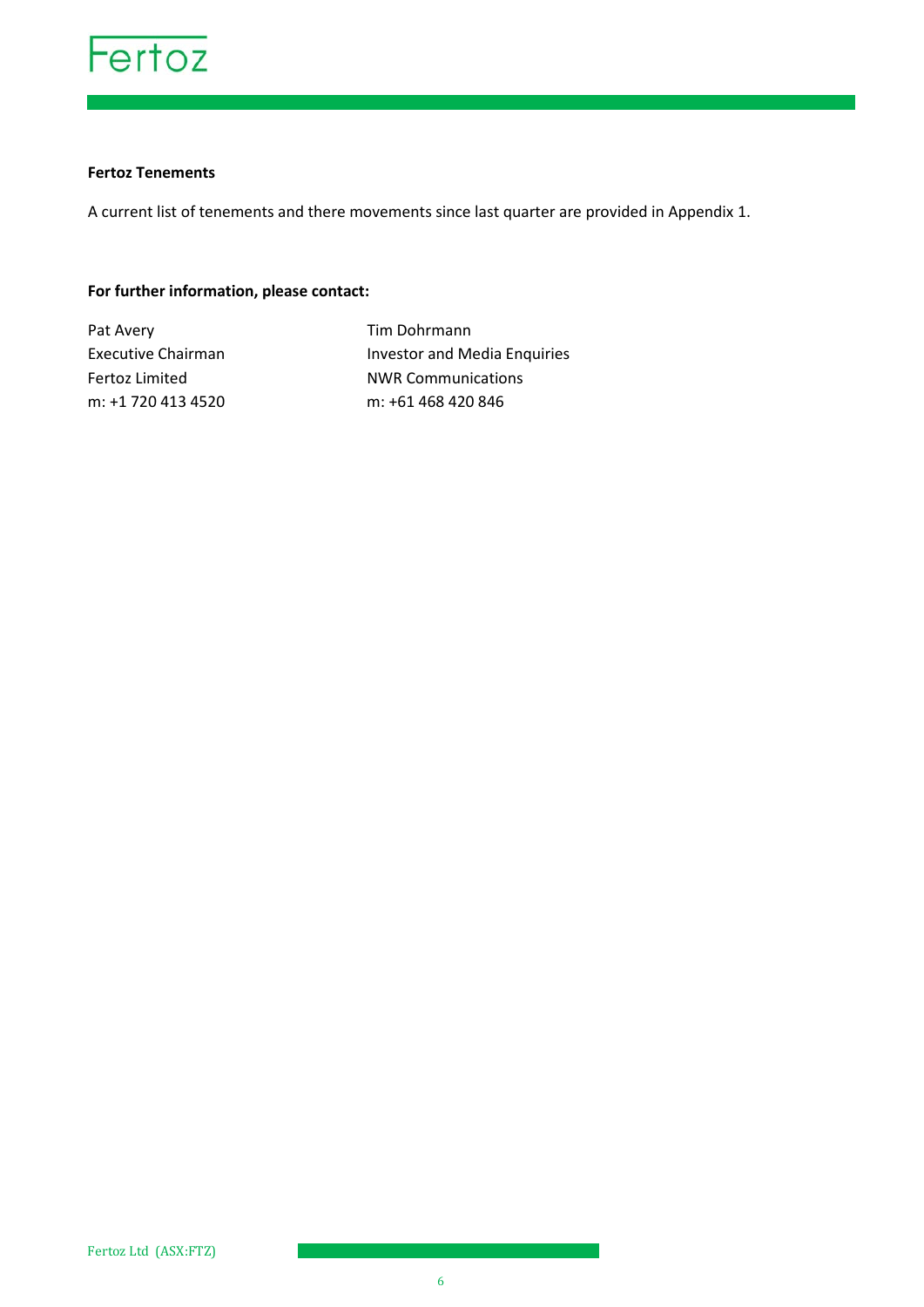**Fertoz Tenements**

A current list of tenements and there movements since last quarter are provided in Appendix 1.

**For further information, please contact:**

Pat Avery
Executive Chairman
Fertoz Limited
m: +1 720 413 4520

Tim Dohrmann
Investor and Media Enquiries
NWR Communications
m: +61 468 420 846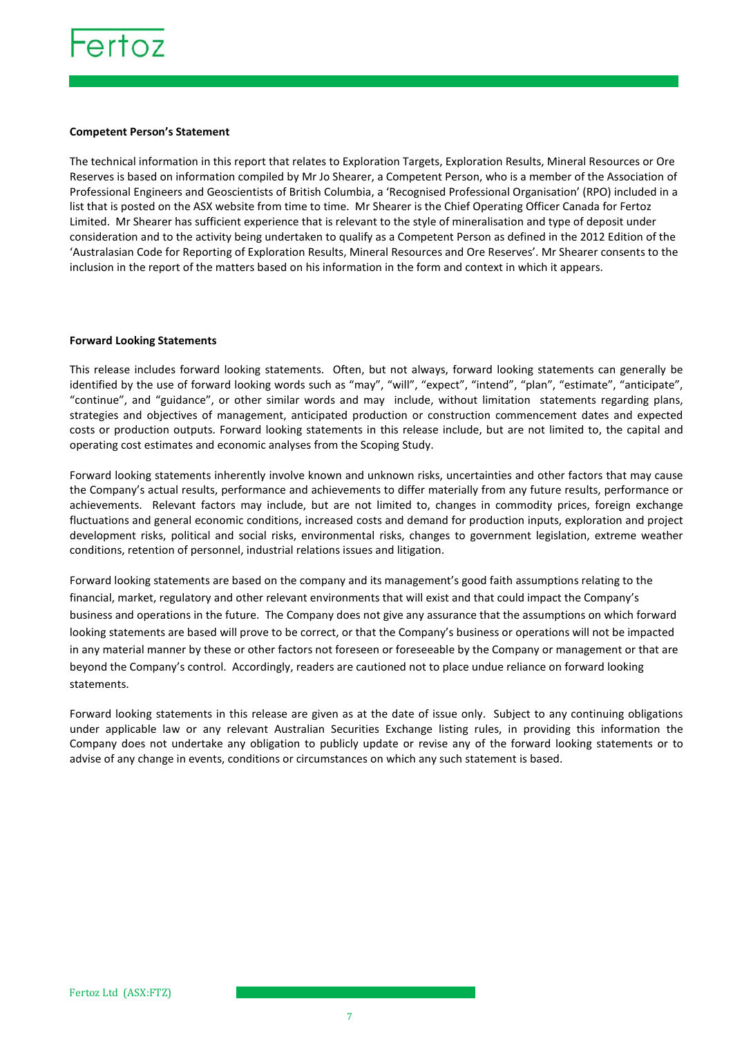**Competent Person's Statement**

The technical information in this report that relates to Exploration Targets, Exploration Results, Mineral Resources or Ore Reserves is based on information compiled by Mr Jo Shearer, a Competent Person, who is a member of the Association of Professional Engineers and Geoscientists of British Columbia, a 'Recognised Professional Organisation' (RPO) included in a list that is posted on the ASX website from time to time. Mr Shearer is the Chief Operating Officer Canada for Fertoz Limited. Mr Shearer has sufficient experience that is relevant to the style of mineralisation and type of deposit under consideration and to the activity being undertaken to qualify as a Competent Person as defined in the 2012 Edition of the 'Australasian Code for Reporting of Exploration Results, Mineral Resources and Ore Reserves'. Mr Shearer consents to the inclusion in the report of the matters based on his information in the form and context in which it appears.

**Forward Looking Statements**

This release includes forward looking statements. Often, but not always, forward looking statements can generally be identified by the use of forward looking words such as "may", "will", "expect", "intend", "plan", "estimate", "anticipate", "continue", and "guidance", or other similar words and may include, without limitation statements regarding plans, strategies and objectives of management, anticipated production or construction commencement dates and expected costs or production outputs. Forward looking statements in this release include, but are not limited to, the capital and operating cost estimates and economic analyses from the Scoping Study.

Forward looking statements inherently involve known and unknown risks, uncertainties and other factors that may cause the Company's actual results, performance and achievements to differ materially from any future results, performance or achievements. Relevant factors may include, but are not limited to, changes in commodity prices, foreign exchange fluctuations and general economic conditions, increased costs and demand for production inputs, exploration and project development risks, political and social risks, environmental risks, changes to government legislation, extreme weather conditions, retention of personnel, industrial relations issues and litigation.

Forward looking statements are based on the company and its management's good faith assumptions relating to the financial, market, regulatory and other relevant environments that will exist and that could impact the Company's business and operations in the future. The Company does not give any assurance that the assumptions on which forward looking statements are based will prove to be correct, or that the Company's business or operations will not be impacted in any material manner by these or other factors not foreseen or foreseeable by the Company or management or that are beyond the Company's control. Accordingly, readers are cautioned not to place undue reliance on forward looking statements.

Forward looking statements in this release are given as at the date of issue only. Subject to any continuing obligations under applicable law or any relevant Australian Securities Exchange listing rules, in providing this information the Company does not undertake any obligation to publicly update or revise any of the forward looking statements or to advise of any change in events, conditions or circumstances on which any such statement is based.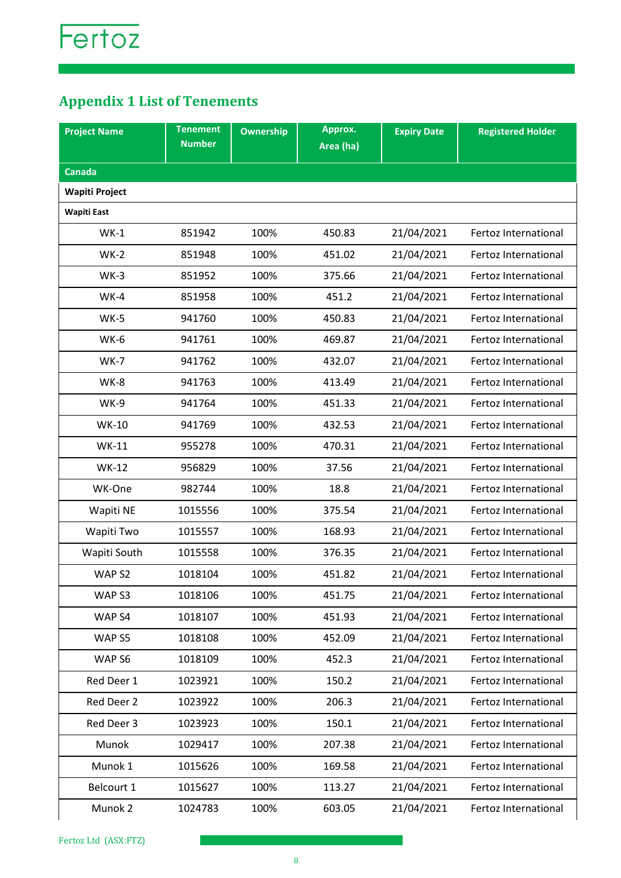## Appendix 1 List of Tenements

| Project Name | Tenement Number | Ownership | Approx. Area (ha) | Expiry Date | Registered Holder |
|---|---|---|---|---|---|
| **Canada** | | | | | |
| **Wapiti Project** | | | | | |
| **Wapiti East** | | | | | |
| WK-1 | 851942 | 100% | 450.83 | 21/04/2021 | Fertoz International |
| WK-2 | 851948 | 100% | 451.02 | 21/04/2021 | Fertoz International |
| WK-3 | 851952 | 100% | 375.66 | 21/04/2021 | Fertoz International |
| WK-4 | 851958 | 100% | 451.2 | 21/04/2021 | Fertoz International |
| WK-5 | 941760 | 100% | 450.83 | 21/04/2021 | Fertoz International |
| WK-6 | 941761 | 100% | 469.87 | 21/04/2021 | Fertoz International |
| WK-7 | 941762 | 100% | 432.07 | 21/04/2021 | Fertoz International |
| WK-8 | 941763 | 100% | 413.49 | 21/04/2021 | Fertoz International |
| WK-9 | 941764 | 100% | 451.33 | 21/04/2021 | Fertoz International |
| WK-10 | 941769 | 100% | 432.53 | 21/04/2021 | Fertoz International |
| WK-11 | 955278 | 100% | 470.31 | 21/04/2021 | Fertoz International |
| WK-12 | 956829 | 100% | 37.56 | 21/04/2021 | Fertoz International |
| WK-One | 982744 | 100% | 18.8 | 21/04/2021 | Fertoz International |
| Wapiti NE | 1015556 | 100% | 375.54 | 21/04/2021 | Fertoz International |
| Wapiti Two | 1015557 | 100% | 168.93 | 21/04/2021 | Fertoz International |
| Wapiti South | 1015558 | 100% | 376.35 | 21/04/2021 | Fertoz International |
| WAP S2 | 1018104 | 100% | 451.82 | 21/04/2021 | Fertoz International |
| WAP S3 | 1018106 | 100% | 451.75 | 21/04/2021 | Fertoz International |
| WAP S4 | 1018107 | 100% | 451.93 | 21/04/2021 | Fertoz International |
| WAP S5 | 1018108 | 100% | 452.09 | 21/04/2021 | Fertoz International |
| WAP S6 | 1018109 | 100% | 452.3 | 21/04/2021 | Fertoz International |
| Red Deer 1 | 1023921 | 100% | 150.2 | 21/04/2021 | Fertoz International |
| Red Deer 2 | 1023922 | 100% | 206.3 | 21/04/2021 | Fertoz International |
| Red Deer 3 | 1023923 | 100% | 150.1 | 21/04/2021 | Fertoz International |
| Munok | 1029417 | 100% | 207.38 | 21/04/2021 | Fertoz International |
| Munok 1 | 1015626 | 100% | 169.58 | 21/04/2021 | Fertoz International |
| Belcourt 1 | 1015627 | 100% | 113.27 | 21/04/2021 | Fertoz International |
| Munok 2 | 1024783 | 100% | 603.05 | 21/04/2021 | Fertoz International |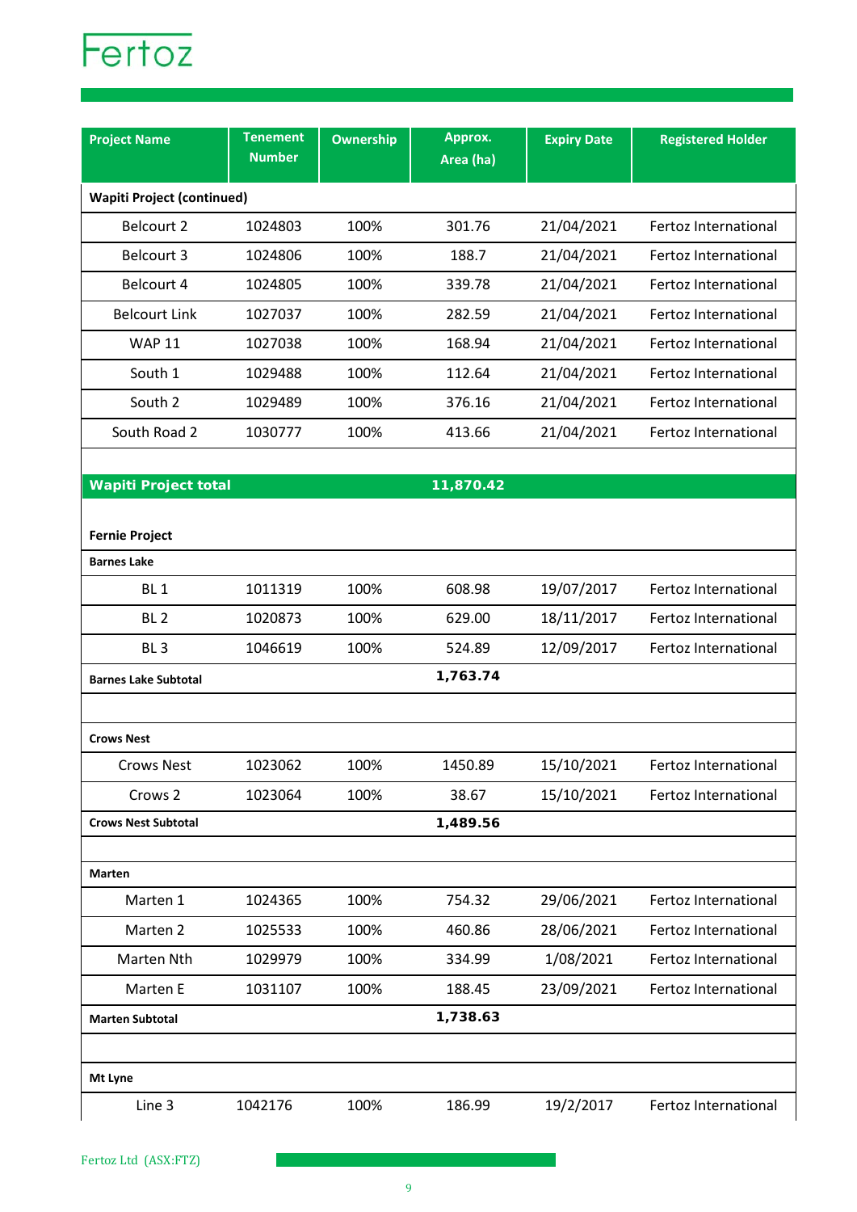| Project Name | Tenement Number | Ownership | Approx. Area (ha) | Expiry Date | Registered Holder |
|---|---|---|---|---|---|
| **Wapiti Project (continued)** | | | | | |
| Belcourt 2 | 1024803 | 100% | 301.76 | 21/04/2021 | Fertoz International |
| Belcourt 3 | 1024806 | 100% | 188.7 | 21/04/2021 | Fertoz International |
| Belcourt 4 | 1024805 | 100% | 339.78 | 21/04/2021 | Fertoz International |
| Belcourt Link | 1027037 | 100% | 282.59 | 21/04/2021 | Fertoz International |
| WAP 11 | 1027038 | 100% | 168.94 | 21/04/2021 | Fertoz International |
| South 1 | 1029488 | 100% | 112.64 | 21/04/2021 | Fertoz International |
| South 2 | 1029489 | 100% | 376.16 | 21/04/2021 | Fertoz International |
| South Road 2 | 1030777 | 100% | 413.66 | 21/04/2021 | Fertoz International |
| | | | | | |
| **Wapiti Project total** | | | **11,870.42** | | |
| | | | | | |
| **Fernie Project** | | | | | |
| **Barnes Lake** | | | | | |
| BL 1 | 1011319 | 100% | 608.98 | 19/07/2017 | Fertoz International |
| BL 2 | 1020873 | 100% | 629.00 | 18/11/2017 | Fertoz International |
| BL 3 | 1046619 | 100% | 524.89 | 12/09/2017 | Fertoz International |
| **Barnes Lake Subtotal** | | | **1,763.74** | | |
| | | | | | |
| **Crows Nest** | | | | | |
| Crows Nest | 1023062 | 100% | 1450.89 | 15/10/2021 | Fertoz International |
| Crows 2 | 1023064 | 100% | 38.67 | 15/10/2021 | Fertoz International |
| **Crows Nest Subtotal** | | | **1,489.56** | | |
| | | | | | |
| **Marten** | | | | | |
| Marten 1 | 1024365 | 100% | 754.32 | 29/06/2021 | Fertoz International |
| Marten 2 | 1025533 | 100% | 460.86 | 28/06/2021 | Fertoz International |
| Marten Nth | 1029979 | 100% | 334.99 | 1/08/2021 | Fertoz International |
| Marten E | 1031107 | 100% | 188.45 | 23/09/2021 | Fertoz International |
| **Marten Subtotal** | | | **1,738.63** | | |
| | | | | | |
| **Mt Lyne** | | | | | |
| Line 3 | 1042176 | 100% | 186.99 | 19/2/2017 | Fertoz International |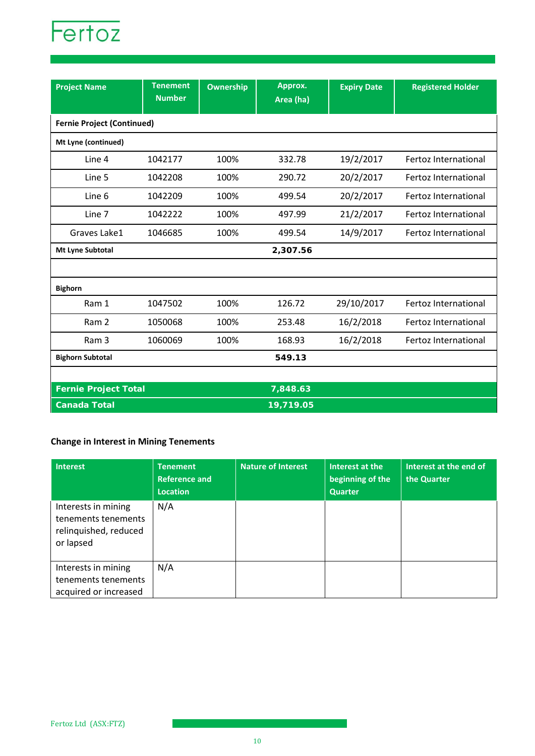| Project Name | Tenement Number | Ownership | Approx. Area (ha) | Expiry Date | Registered Holder |
|---|---|---|---|---|---|
| **Fernie Project (Continued)** | | | | | |
| **Mt Lyne (continued)** | | | | | |
| Line 4 | 1042177 | 100% | 332.78 | 19/2/2017 | Fertoz International |
| Line 5 | 1042208 | 100% | 290.72 | 20/2/2017 | Fertoz International |
| Line 6 | 1042209 | 100% | 499.54 | 20/2/2017 | Fertoz International |
| Line 7 | 1042222 | 100% | 497.99 | 21/2/2017 | Fertoz International |
| Graves Lake1 | 1046685 | 100% | 499.54 | 14/9/2017 | Fertoz International |
| **Mt Lyne Subtotal** | | | **2,307.56** | | |
| | | | | | |
| **Bighorn** | | | | | |
| Ram 1 | 1047502 | 100% | 126.72 | 29/10/2017 | Fertoz International |
| Ram 2 | 1050068 | 100% | 253.48 | 16/2/2018 | Fertoz International |
| Ram 3 | 1060069 | 100% | 168.93 | 16/2/2018 | Fertoz International |
| **Bighorn Subtotal** | | | **549.13** | | |
| | | | | | |
| **Fernie Project Total** | | | **7,848.63** | | |
| **Canada Total** | | | **19,719.05** | | |

**Change in Interest in Mining Tenements**

| Interest | Tenement Reference and Location | Nature of Interest | Interest at the beginning of the Quarter | Interest at the end of the Quarter |
|---|---|---|---|---|
| Interests in mining tenements tenements relinquished, reduced or lapsed | N/A | | | |
| Interests in mining tenements tenements acquired or increased | N/A | | | |